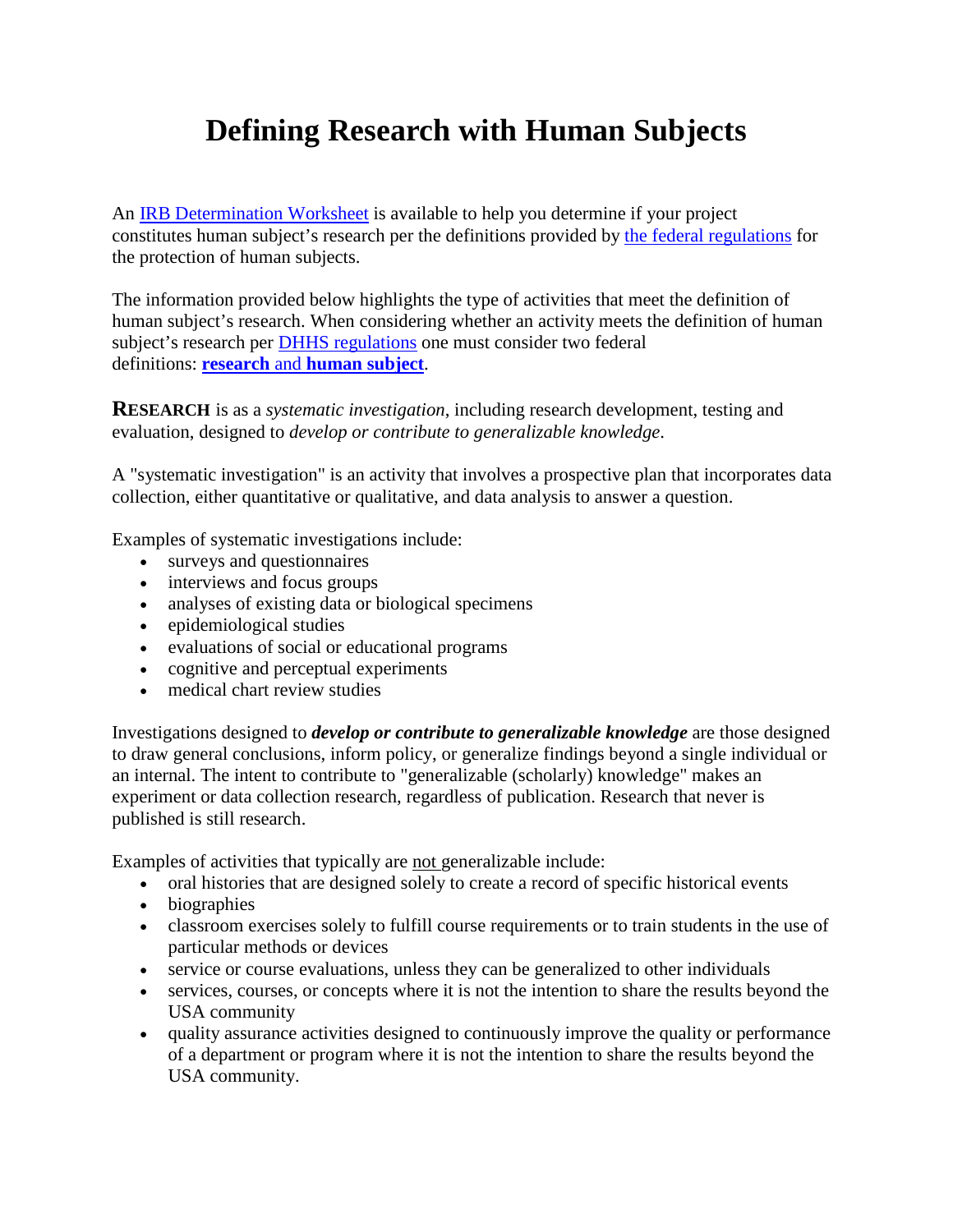# Defining Research with Human Subjects

An IRB Determination Worksheet is available to help you determine if your project constitutes human subject's research per the definitions provided by the federal regulations for the protection of human subjects.

The information provided below highlights the type of activities that meet the definition of human subject's research. When considering whether an activity meets the definition of human subject's research per DHHS regulations one must consider two federal definitions: **research** and **human subject**.

**RESEARCH** is as a *systematic investigation*, including research development, testing and evaluation, designed to *develop or contribute to generalizable knowledge*.

A "systematic investigation" is an activity that involves a prospective plan that incorporates data collection, either quantitative or qualitative, and data analysis to answer a question.

Examples of systematic investigations include:

- surveys and questionnaires
- interviews and focus groups
- analyses of existing data or biological specimens
- epidemiological studies
- evaluations of social or educational programs
- cognitive and perceptual experiments
- medical chart review studies

Investigations designed to ***develop or contribute to generalizable knowledge*** are those designed to draw general conclusions, inform policy, or generalize findings beyond a single individual or an internal. The intent to contribute to "generalizable (scholarly) knowledge" makes an experiment or data collection research, regardless of publication. Research that never is published is still research.

Examples of activities that typically are not generalizable include:

- oral histories that are designed solely to create a record of specific historical events
- biographies
- classroom exercises solely to fulfill course requirements or to train students in the use of particular methods or devices
- service or course evaluations, unless they can be generalized to other individuals
- services, courses, or concepts where it is not the intention to share the results beyond the USA community
- quality assurance activities designed to continuously improve the quality or performance of a department or program where it is not the intention to share the results beyond the USA community.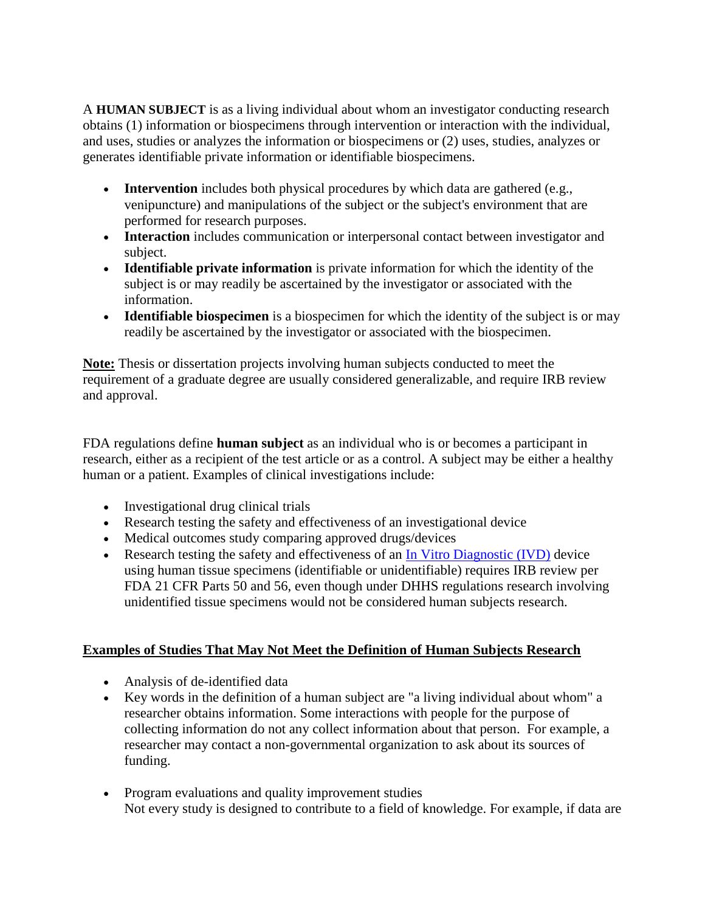A **HUMAN SUBJECT** is as a living individual about whom an investigator conducting research obtains (1) information or biospecimens through intervention or interaction with the individual, and uses, studies or analyzes the information or biospecimens or (2) uses, studies, analyzes or generates identifiable private information or identifiable biospecimens.

- **Intervention** includes both physical procedures by which data are gathered (e.g., venipuncture) and manipulations of the subject or the subject's environment that are performed for research purposes.
- **Interaction** includes communication or interpersonal contact between investigator and subject.
- **Identifiable private information** is private information for which the identity of the subject is or may readily be ascertained by the investigator or associated with the information.
- **Identifiable biospecimen** is a biospecimen for which the identity of the subject is or may readily be ascertained by the investigator or associated with the biospecimen.

**Note:** Thesis or dissertation projects involving human subjects conducted to meet the requirement of a graduate degree are usually considered generalizable, and require IRB review and approval.

FDA regulations define **human subject** as an individual who is or becomes a participant in research, either as a recipient of the test article or as a control. A subject may be either a healthy human or a patient. Examples of clinical investigations include:

- Investigational drug clinical trials
- Research testing the safety and effectiveness of an investigational device
- Medical outcomes study comparing approved drugs/devices
- Research testing the safety and effectiveness of an In Vitro Diagnostic (IVD) device using human tissue specimens (identifiable or unidentifiable) requires IRB review per FDA 21 CFR Parts 50 and 56, even though under DHHS regulations research involving unidentified tissue specimens would not be considered human subjects research.

**Examples of Studies That May Not Meet the Definition of Human Subjects Research**

- Analysis of de-identified data
- Key words in the definition of a human subject are "a living individual about whom" a researcher obtains information. Some interactions with people for the purpose of collecting information do not any collect information about that person. For example, a researcher may contact a non-governmental organization to ask about its sources of funding.
- Program evaluations and quality improvement studies
  Not every study is designed to contribute to a field of knowledge. For example, if data are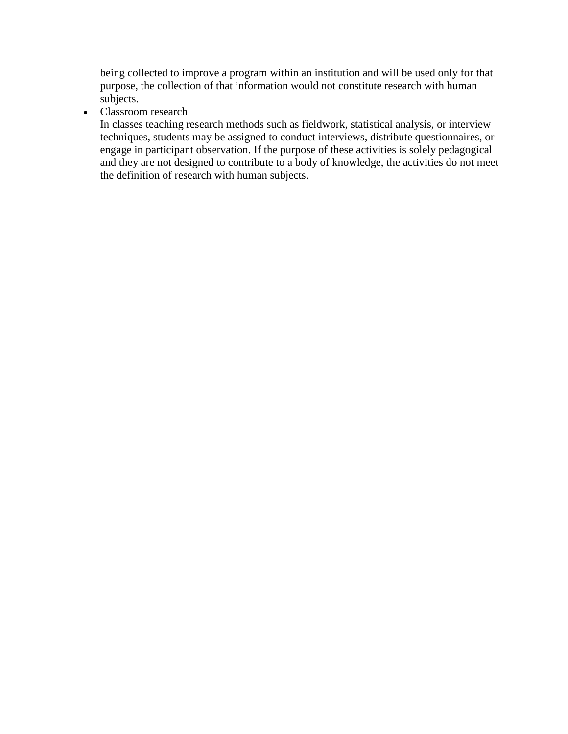being collected to improve a program within an institution and will be used only for that purpose, the collection of that information would not constitute research with human subjects.

- Classroom research
  In classes teaching research methods such as fieldwork, statistical analysis, or interview techniques, students may be assigned to conduct interviews, distribute questionnaires, or engage in participant observation. If the purpose of these activities is solely pedagogical and they are not designed to contribute to a body of knowledge, the activities do not meet the definition of research with human subjects.